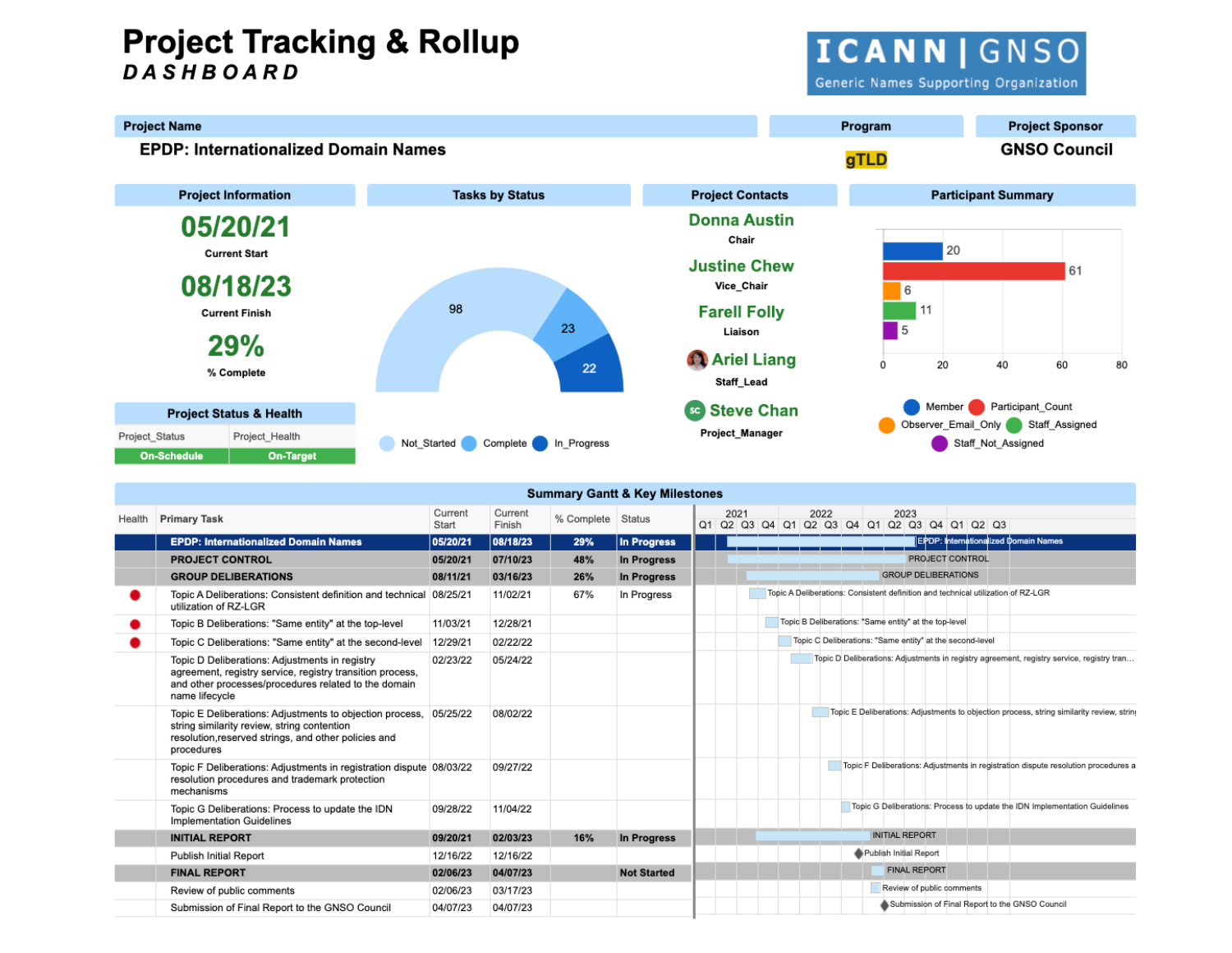# Project Tracking & Rollup

## *DASHBOARD*

ICANN | GNSO
Generic Names Supporting Organization

| Project Name | Program | Project Sponsor |
|---|---|---|
| EPDP: Internationalized Domain Names | gTLD | GNSO Council |

### Project Information

**05/20/21**
Current Start

**08/18/23**
Current Finish

**29%**
% Complete

### Project Status & Health

| Project_Status | Project_Health |
|---|---|
| On-Schedule | On-Target |

### Tasks by Status

- Not_Started: 98
- Complete: 23
- In_Progress: 22

### Project Contacts

**Donna Austin**
Chair

**Justine Chew**
Vice_Chair

**Farell Folly**
Liaison

**Ariel Liang**
Staff_Lead

**Steve Chan**
Project_Manager

### Participant Summary

| Category | Count |
|---|---|
| Member | 20 |
| Participant_Count | 61 |
| Observer_Email_Only | 6 |
| Staff_Assigned | 11 |
| Staff_Not_Assigned | 5 |

### Summary Gantt & Key Milestones

| Health | Primary Task | Current Start | Current Finish | % Complete | Status |
|---|---|---|---|---|---|
| | **EPDP: Internationalized Domain Names** | **05/20/21** | **08/18/23** | **29%** | **In Progress** |
| | **PROJECT CONTROL** | **05/20/21** | **07/10/23** | **48%** | **In Progress** |
| | **GROUP DELIBERATIONS** | **08/11/21** | **03/16/23** | **26%** | **In Progress** |
| ● | Topic A Deliberations: Consistent definition and technical utilization of RZ-LGR | 08/25/21 | 11/02/21 | 67% | In Progress |
| ● | Topic B Deliberations: "Same entity" at the top-level | 11/03/21 | 12/28/21 | | |
| ● | Topic C Deliberations: "Same entity" at the second-level | 12/29/21 | 02/22/22 | | |
| | Topic D Deliberations: Adjustments in registry agreement, registry service, registry transition process, and other processes/procedures related to the domain name lifecycle | 02/23/22 | 05/24/22 | | |
| | Topic E Deliberations: Adjustments to objection process, string similarity review, string contention resolution,reserved strings, and other policies and procedures | 05/25/22 | 08/02/22 | | |
| | Topic F Deliberations: Adjustments in registration dispute resolution procedures and trademark protection mechanisms | 08/03/22 | 09/27/22 | | |
| | Topic G Deliberations: Process to update the IDN Implementation Guidelines | 09/28/22 | 11/04/22 | | |
| | **INITIAL REPORT** | **09/20/21** | **02/03/23** | **16%** | **In Progress** |
| | Publish Initial Report | 12/16/22 | 12/16/22 | | |
| | **FINAL REPORT** | **02/06/23** | **04/07/23** | | **Not Started** |
| | Review of public comments | 02/06/23 | 03/17/23 | | |
| | Submission of Final Report to the GNSO Council | 04/07/23 | 04/07/23 | | |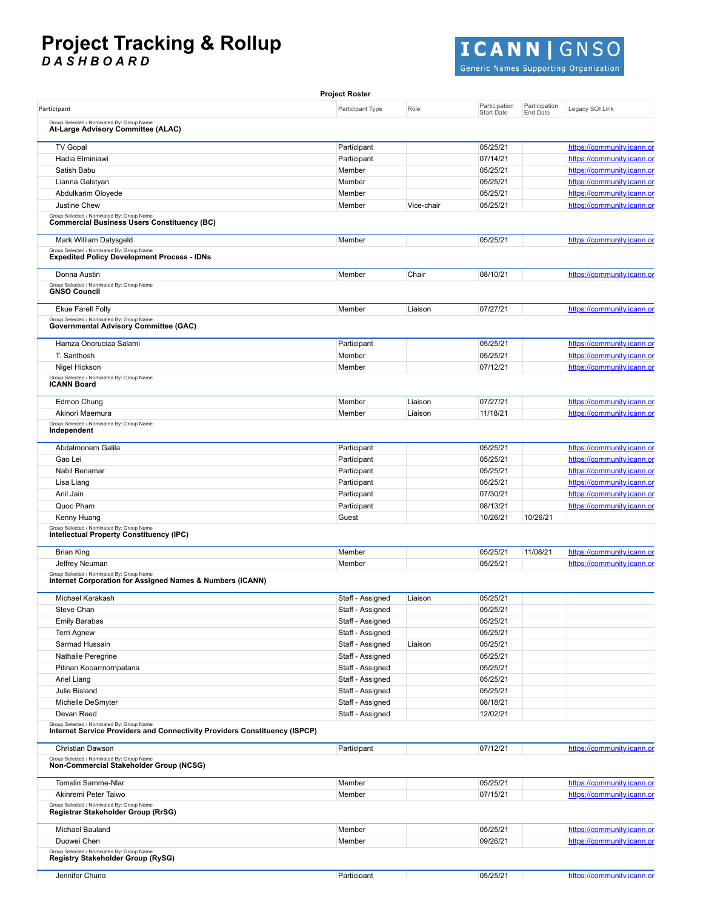# Project Tracking & Rollup
## *DASHBOARD*

**Project Roster**

| Participant | Participant Type | Role | Participation Start Date | Participation End Date | Legacy SOI Link |
|---|---|---|---|---|---|
| Group Selected / Nominated By: Group Name **At-Large Advisory Committee (ALAC)** | | | | | |
| TV Gopal | Participant | | 05/25/21 | | https://community.icann.or |
| Hadia Elminiawi | Participant | | 07/14/21 | | https://community.icann.or |
| Satish Babu | Member | | 05/25/21 | | https://community.icann.or |
| Lianna Galstyan | Member | | 05/25/21 | | https://community.icann.or |
| Abdulkarim Oloyede | Member | | 05/25/21 | | https://community.icann.or |
| Justine Chew | Member | Vice-chair | 05/25/21 | | https://community.icann.or |
| Group Selected / Nominated By: Group Name **Commercial Business Users Constituency (BC)** | | | | | |
| Mark William Datysgeld | Member | | 05/25/21 | | https://community.icann.or |
| Group Selected / Nominated By: Group Name **Expedited Policy Development Process - IDNs** | | | | | |
| Donna Austin | Member | Chair | 08/10/21 | | https://community.icann.or |
| Group Selected / Nominated By: Group Name **GNSO Council** | | | | | |
| Ekue Farell Folly | Member | Liaison | 07/27/21 | | https://community.icann.or |
| Group Selected / Nominated By: Group Name **Governmental Advisory Committee (GAC)** | | | | | |
| Hamza Onoruoiza Salami | Participant | | 05/25/21 | | https://community.icann.or |
| T. Santhosh | Member | | 05/25/21 | | https://community.icann.or |
| Nigel Hickson | Member | | 07/12/21 | | https://community.icann.or |
| Group Selected / Nominated By: Group Name **ICANN Board** | | | | | |
| Edmon Chung | Member | Liaison | 07/27/21 | | https://community.icann.or |
| Akinori Maemura | Member | Liaison | 11/18/21 | | https://community.icann.or |
| Group Selected / Nominated By: Group Name **Independent** | | | | | |
| Abdalmonem Galila | Participant | | 05/25/21 | | https://community.icann.or |
| Gao Lei | Participant | | 05/25/21 | | https://community.icann.or |
| Nabil Benamar | Participant | | 05/25/21 | | https://community.icann.or |
| Lisa Liang | Participant | | 05/25/21 | | https://community.icann.or |
| Anil Jain | Participant | | 07/30/21 | | https://community.icann.or |
| Quoc Pham | Participant | | 08/13/21 | | https://community.icann.or |
| Kenny Huang | Guest | | 10/26/21 | 10/26/21 | |
| Group Selected / Nominated By: Group Name **Intellectual Property Constituency (IPC)** | | | | | |
| Brian King | Member | | 05/25/21 | 11/08/21 | https://community.icann.or |
| Jeffrey Neuman | Member | | 05/25/21 | | https://community.icann.or |
| Group Selected / Nominated By: Group Name **Internet Corporation for Assigned Names & Numbers (ICANN)** | | | | | |
| Michael Karakash | Staff - Assigned | Liaison | 05/25/21 | | |
| Steve Chan | Staff - Assigned | | 05/25/21 | | |
| Emily Barabas | Staff - Assigned | | 05/25/21 | | |
| Terri Agnew | Staff - Assigned | | 05/25/21 | | |
| Sarmad Hussain | Staff - Assigned | Liaison | 05/25/21 | | |
| Nathalie Peregrine | Staff - Assigned | | 05/25/21 | | |
| Pitinan Kooarmornpatana | Staff - Assigned | | 05/25/21 | | |
| Ariel Liang | Staff - Assigned | | 05/25/21 | | |
| Julie Bisland | Staff - Assigned | | 05/25/21 | | |
| Michelle DeSmyter | Staff - Assigned | | 08/18/21 | | |
| Devan Reed | Staff - Assigned | | 12/02/21 | | |
| Group Selected / Nominated By: Group Name **Internet Service Providers and Connectivity Providers Constituency (ISPCP)** | | | | | |
| Christian Dawson | Participant | | 07/12/21 | | https://community.icann.or |
| Group Selected / Nominated By: Group Name **Non-Commercial Stakeholder Group (NCSG)** | | | | | |
| Tomslin Samme-Nlar | Member | | 05/25/21 | | https://community.icann.or |
| Akinremi Peter Taiwo | Member | | 07/15/21 | | https://community.icann.or |
| Group Selected / Nominated By: Group Name **Registrar Stakeholder Group (RrSG)** | | | | | |
| Michael Bauland | Member | | 05/25/21 | | https://community.icann.or |
| Duowei Chen | Member | | 09/26/21 | | https://community.icann.or |
| Group Selected / Nominated By: Group Name **Registry Stakeholder Group (RySG)** | | | | | |
| Jennifer Chung | Participant | | 05/25/21 | | https://community.icann.or |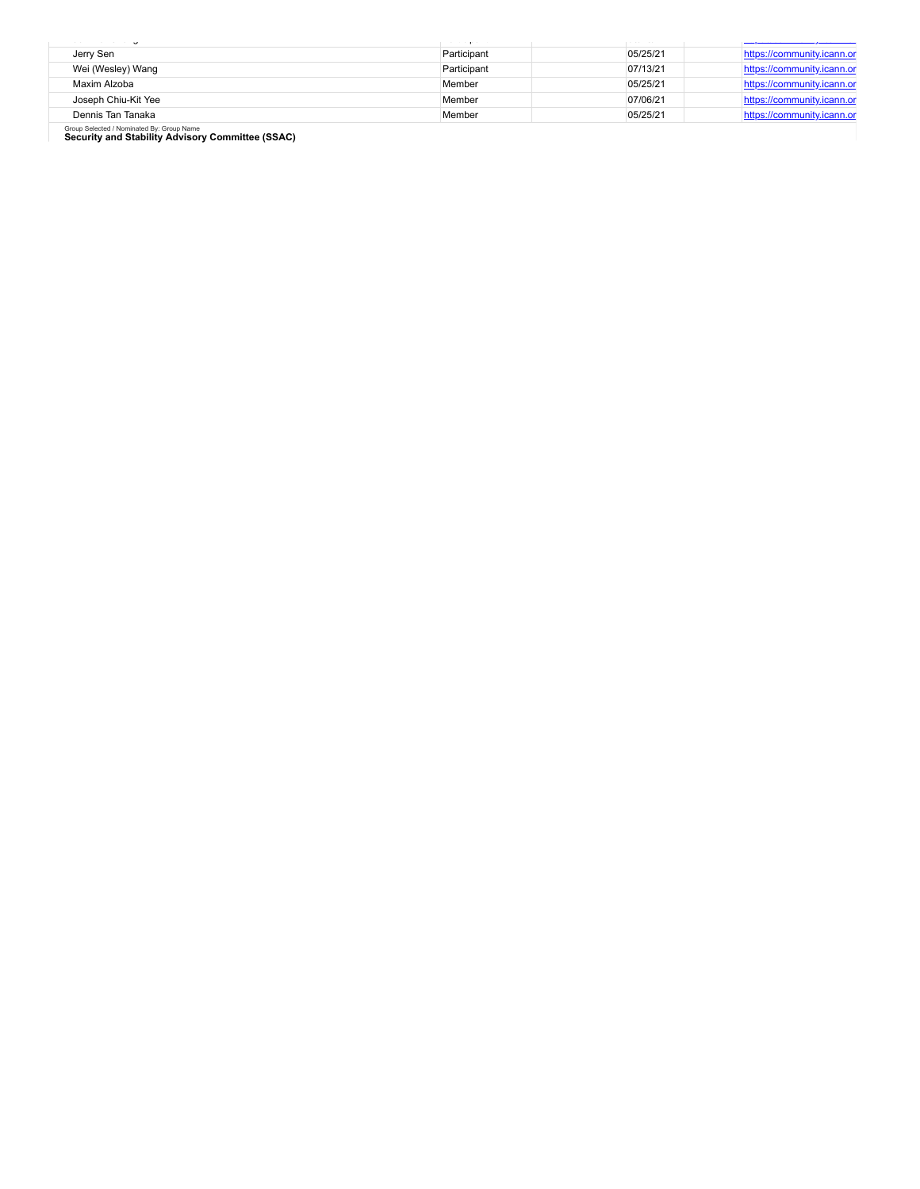| | | | | | |
|---|---|---|---|---|---|
| Jerry Sen | Participant | | 05/25/21 | | https://community.icann.or |
| Wei (Wesley) Wang | Participant | | 07/13/21 | | https://community.icann.or |
| Maxim Alzoba | Member | | 05/25/21 | | https://community.icann.or |
| Joseph Chiu-Kit Yee | Member | | 07/06/21 | | https://community.icann.or |
| Dennis Tan Tanaka | Member | | 05/25/21 | | https://community.icann.or |

Group Selected / Nominated By: Group Name

**Security and Stability Advisory Committee (SSAC)**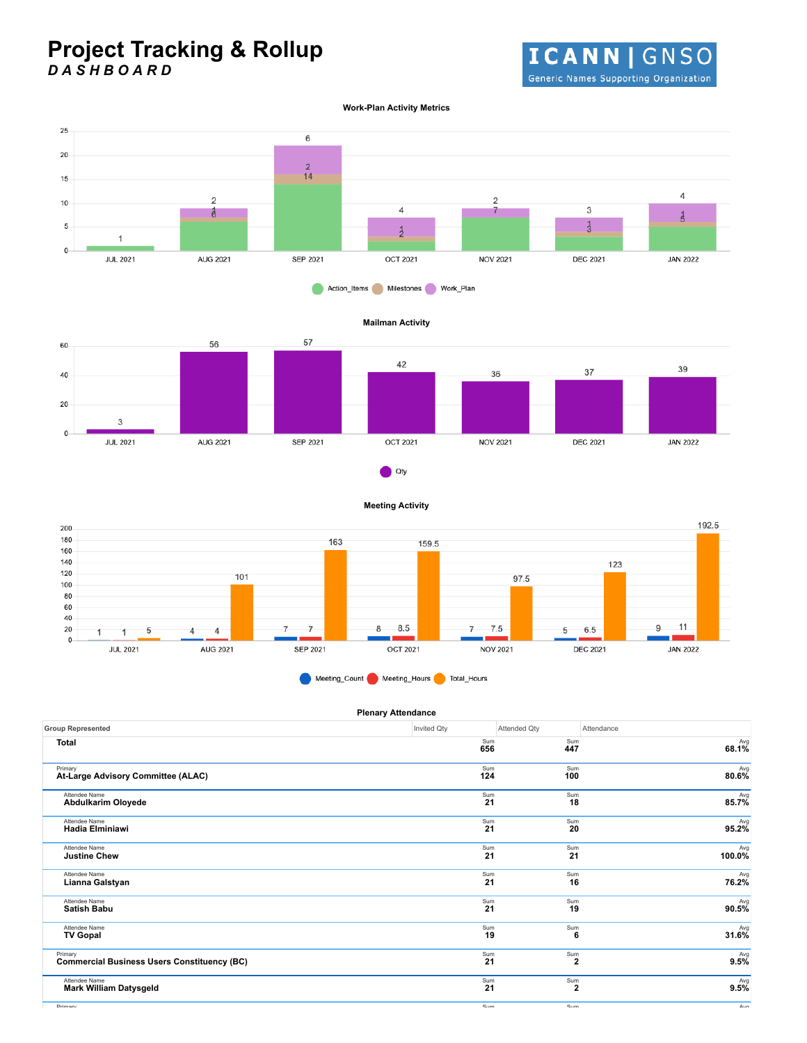# Project Tracking & Rollup

***DASHBOARD***

ICANN | GNSO
Generic Names Supporting Organization

### Work-Plan Activity Metrics

| Month | Action_Items | Milestones | Work_Plan |
|---|---|---|---|
| JUL 2021 | 1 | | |
| AUG 2021 | 6 | 1 | 2 |
| SEP 2021 | 14 | 2 | 6 |
| OCT 2021 | 2 | 1 | 4 |
| NOV 2021 | 7 | | 2 |
| DEC 2021 | 3 | 1 | 3 |
| JAN 2022 | 5 | 1 | 4 |

### Mailman Activity

| Month | Qty |
|---|---|
| JUL 2021 | 3 |
| AUG 2021 | 56 |
| SEP 2021 | 57 |
| OCT 2021 | 42 |
| NOV 2021 | 36 |
| DEC 2021 | 37 |
| JAN 2022 | 39 |

### Meeting Activity

| Month | Meeting_Count | Meeting_Hours | Total_Hours |
|---|---|---|---|
| JUL 2021 | 1 | 1 | 5 |
| AUG 2021 | 4 | 4 | 101 |
| SEP 2021 | 7 | 7 | 163 |
| OCT 2021 | 8 | 8.5 | 159.5 |
| NOV 2021 | 7 | 7.5 | 97.5 |
| DEC 2021 | 5 | 6.5 | 123 |
| JAN 2022 | 9 | 11 | 192.5 |

### Plenary Attendance

| Group Represented | Invited Qty | Attended Qty | Attendance |
|---|---|---|---|
| **Total** | Sum **656** | Sum **447** | Avg **68.1%** |
| Primary **At-Large Advisory Committee (ALAC)** | Sum **124** | Sum **100** | Avg **80.6%** |
| Attendee Name **Abdulkarim Oloyede** | Sum **21** | Sum **18** | Avg **85.7%** |
| Attendee Name **Hadia Elminiawi** | Sum **21** | Sum **20** | Avg **95.2%** |
| Attendee Name **Justine Chew** | Sum **21** | Sum **21** | Avg **100.0%** |
| Attendee Name **Lianna Galstyan** | Sum **21** | Sum **16** | Avg **76.2%** |
| Attendee Name **Satish Babu** | Sum **21** | Sum **19** | Avg **90.5%** |
| Attendee Name **TV Gopal** | Sum **19** | Sum **6** | Avg **31.6%** |
| Primary **Commercial Business Users Constituency (BC)** | Sum **21** | Sum **2** | Avg **9.5%** |
| Attendee Name **Mark William Datysgeld** | Sum **21** | Sum **2** | Avg **9.5%** |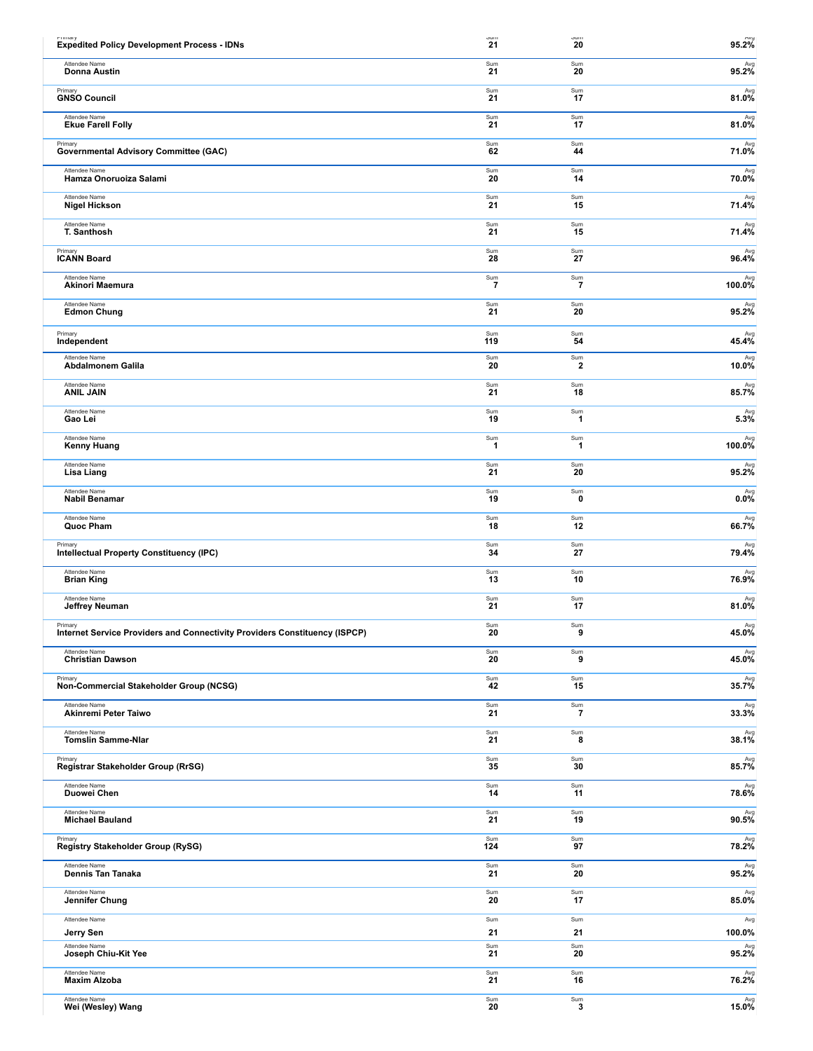| Primary / Attendee Name | Sum | Sum | Avg |
|---|---|---|---|
| **Expedited Policy Development Process - IDNs** | 21 | 20 | 95.2% |
| Donna Austin | 21 | 20 | 95.2% |
| **GNSO Council** | 21 | 17 | 81.0% |
| Ekue Farell Folly | 21 | 17 | 81.0% |
| **Governmental Advisory Committee (GAC)** | 62 | 44 | 71.0% |
| Hamza Onoruoiza Salami | 20 | 14 | 70.0% |
| Nigel Hickson | 21 | 15 | 71.4% |
| T. Santhosh | 21 | 15 | 71.4% |
| **ICANN Board** | 28 | 27 | 96.4% |
| Akinori Maemura | 7 | 7 | 100.0% |
| Edmon Chung | 21 | 20 | 95.2% |
| **Independent** | 119 | 54 | 45.4% |
| Abdalmonem Galila | 20 | 2 | 10.0% |
| ANIL JAIN | 21 | 18 | 85.7% |
| Gao Lei | 19 | 1 | 5.3% |
| Kenny Huang | 1 | 1 | 100.0% |
| Lisa Liang | 21 | 20 | 95.2% |
| Nabil Benamar | 19 | 0 | 0.0% |
| Quoc Pham | 18 | 12 | 66.7% |
| **Intellectual Property Constituency (IPC)** | 34 | 27 | 79.4% |
| Brian King | 13 | 10 | 76.9% |
| Jeffrey Neuman | 21 | 17 | 81.0% |
| **Internet Service Providers and Connectivity Providers Constituency (ISPCP)** | 20 | 9 | 45.0% |
| Christian Dawson | 20 | 9 | 45.0% |
| **Non-Commercial Stakeholder Group (NCSG)** | 42 | 15 | 35.7% |
| Akinremi Peter Taiwo | 21 | 7 | 33.3% |
| Tomslin Samme-Nlar | 21 | 8 | 38.1% |
| **Registrar Stakeholder Group (RrSG)** | 35 | 30 | 85.7% |
| Duowei Chen | 14 | 11 | 78.6% |
| Michael Bauland | 21 | 19 | 90.5% |
| **Registry Stakeholder Group (RySG)** | 124 | 97 | 78.2% |
| Dennis Tan Tanaka | 21 | 20 | 95.2% |
| Jennifer Chung | 20 | 17 | 85.0% |
| Jerry Sen | 21 | 21 | 100.0% |
| Joseph Chiu-Kit Yee | 21 | 20 | 95.2% |
| Maxim Alzoba | 21 | 16 | 76.2% |
| Wei (Wesley) Wang | 20 | 3 | 15.0% |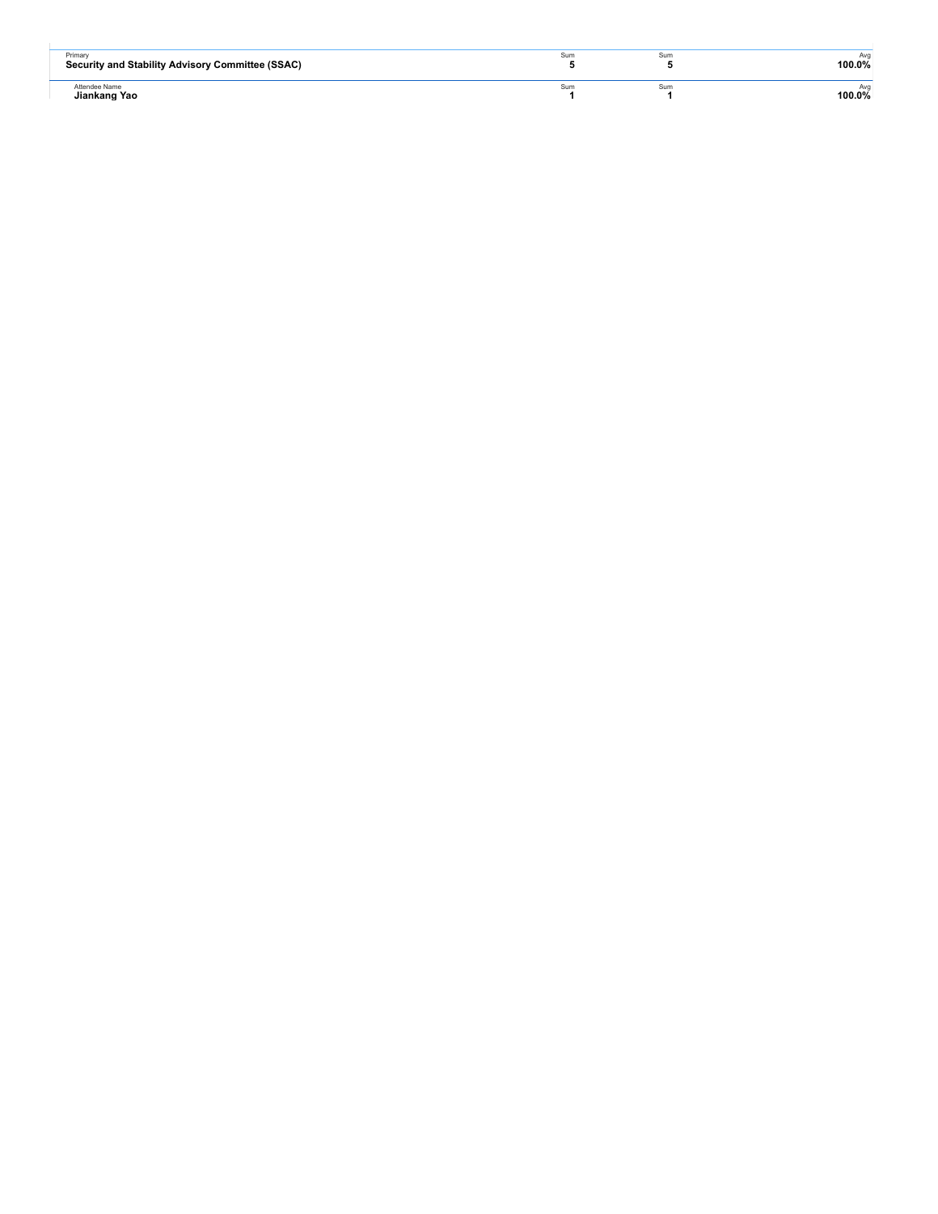| Primary | Sum | Sum | Avg |
| --- | --- | --- | --- |
| **Security and Stability Advisory Committee (SSAC)** | **5** | **5** | **100.0%** |

| Attendee Name | Sum | Sum | Avg |
| --- | --- | --- | --- |
| **Jiankang Yao** | **1** | **1** | **100.0%** |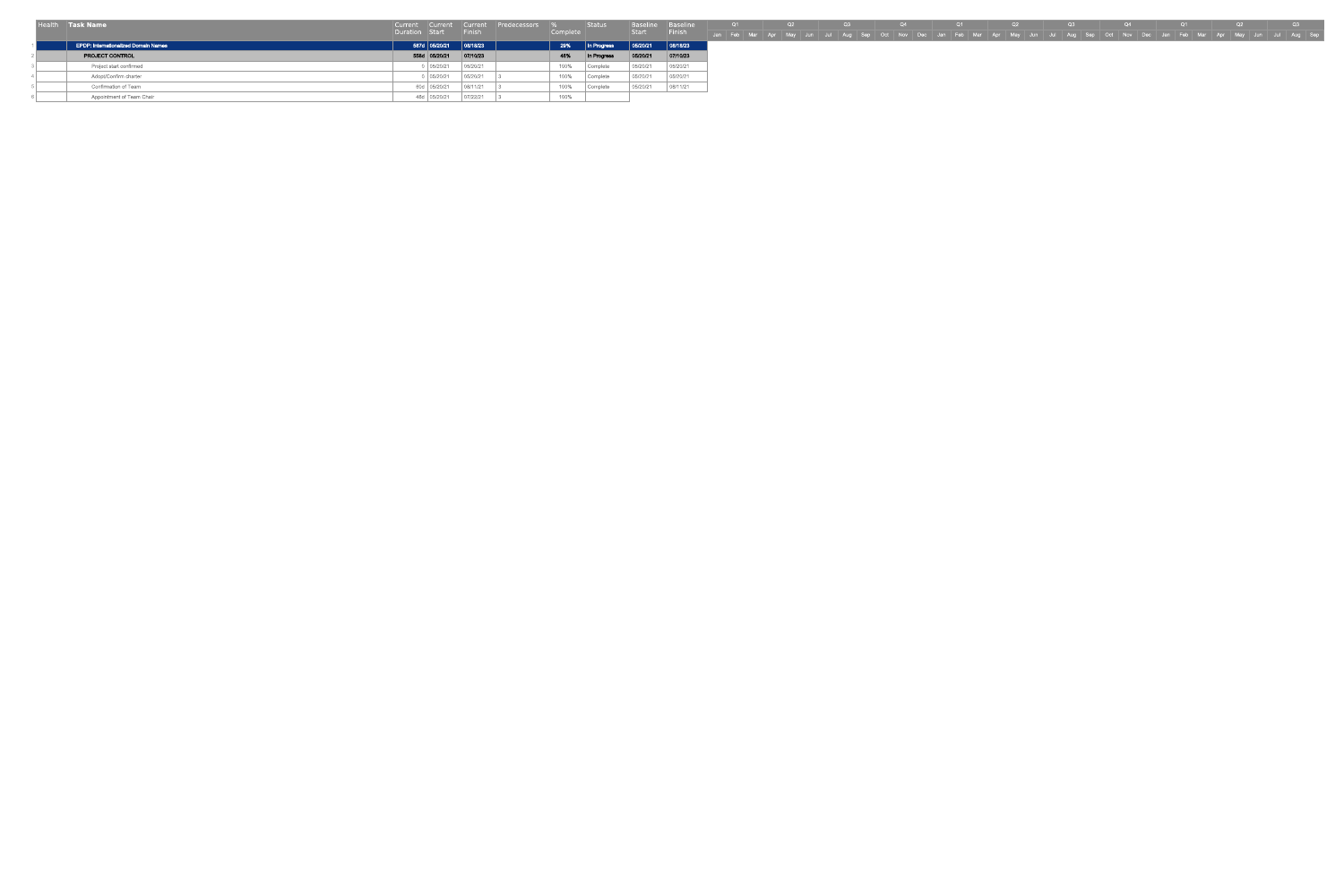| | Health | Task Name | Current Duration | Current Start | Current Finish | Predecessors | % Complete | Status | Baseline Start | Baseline Finish |
|---|---|---|---|---|---|---|---|---|---|---|
| 1 | | **EPDP: Internationalized Domain Names** | **587d** | **05/20/21** | **08/18/23** | | **29%** | **In Progress** | **05/20/21** | **08/18/23** |
| 2 | | **PROJECT CONTROL** | **556d** | **05/20/21** | **07/10/23** | | **46%** | **In Progress** | **05/20/21** | **07/10/23** |
| 3 | | Project start confirmed | 0 | 05/20/21 | 05/20/21 | | 100% | Complete | 05/20/21 | 05/20/21 |
| 4 | | Adopt/Confirm charter | 0 | 05/20/21 | 05/20/21 | 3 | 100% | Complete | 05/20/21 | 05/20/21 |
| 5 | | Confirmation of Team | 60d | 05/20/21 | 08/11/21 | 3 | 100% | Complete | 05/20/21 | 08/11/21 |
| 6 | | Appointment of Team Chair | 46d | 05/20/21 | 07/22/21 | 3 | 100% | | | |

Q1 Q2 Q3 Q4 Q1 Q2 Q3 Q4 Q1 Q2 Q3

Jan Feb Mar Apr May Jun Jul Aug Sep Oct Nov Dec Jan Feb Mar Apr May Jun Jul Aug Sep Oct Nov Dec Jan Feb Mar Apr May Jun Jul Aug Sep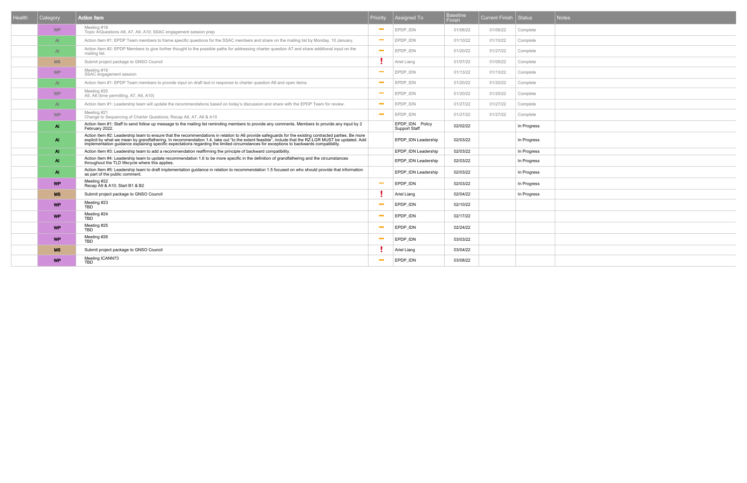| Health | Category | Action Item | Priority | Assigned To | Baseline Finish | Current Finish | Status | Notes |
|---|---|---|---|---|---|---|---|---|
| | WP | Meeting #18<br>Topic A/Questions A6, A7, A9, A10; SSAC engagement session prep | — | EPDP_IDN | 01/06/22 | 01/06/22 | Complete | |
| | AI | Action Item #1: EPDP Team members to frame specific questions for the SSAC members and share on the mailing list by Monday, 10 January. | — | EPDP_IDN | 01/10/22 | 01/10/22 | Complete | |
| | AI | Action Item #2: EPDP Members to give further thought to the possible paths for addressing charter question A7 and share additional input on the mailing list. | — | EPDP_IDN | 01/20/22 | 01/27/22 | Complete | |
| | MS | Submit project package to GNSO Council | ! | Ariel Liang | 01/07/22 | 01/05/22 | Complete | |
| | WP | Meeting #19<br>SSAC engagement session | — | EPDP_IDN | 01/13/22 | 01/13/22 | Complete | |
| | AI | Action Item #1: EPDP Team members to provide input on draft text in response to charter question A6 and open items. | — | EPDP_IDN | 01/20/22 | 01/20/22 | Complete | |
| | WP | Meeting #20<br>A5, A6 (time permitting, A7, A9, A10) | — | EPDP_IDN | 01/20/22 | 01/20/22 | Complete | |
| | AI | Action Item #1: Leadership team will update the recommendations based on today's discussion and share with the EPDP Team for review. | — | EPDP_IDN | 01/27/22 | 01/27/22 | Complete | |
| | WP | Meeting #21<br>Change to Sequencing of Charter Questions; Recap A6, A7, A9 & A10 | — | EPDP_IDN | 01/27/22 | 01/27/22 | Complete | |
| | AI | Action Item #1: Staff to send follow up message to the mailing list reminding members to provide any comments. Members to provide any input by 2 February 2022. | | EPDP_IDN Policy Support Staff | 02/02/22 | | In Progress | |
| | AI | Action Item #2: Leadership team to ensure that the recommendations in relation to A6 provide safeguards for the existing contracted parties. Be more explicit by what we mean by grandfathering. In recommendation 1.4, take out "to the extent feasible"; include that the RZ-LGR MUST be updated. Add implementation guidance explaining specific expectations regarding the limited circumstances for exceptions to backwards compatibility. | | EPDP_IDN Leadership | 02/03/22 | | In Progress | |
| | AI | Action Item #3: Leadership team to add a recommendation reaffirming the principle of backward compatibility. | | EPDP_IDN Leadership | 02/03/22 | | In Progress | |
| | AI | Action Item #4: Leadership team to update recommendation 1.6 to be more specific in the definition of grandfathering and the circumstances throughout the TLD lifecycle where this applies. | | EPDP_IDN Leadership | 02/03/22 | | In Progress | |
| | AI | Action Item #5: Leadership team to draft implementation guidance in relation to recommendation 1.5 focused on who should provide that information as part of the public comment. | | EPDP_IDN Leadership | 02/03/22 | | In Progress | |
| | WP | Meeting #22<br>Recap A9 & A10; Start B1 & B2 | — | EPDP_IDN | 02/03/22 | | In Progress | |
| | MS | Submit project package to GNSO Council | ! | Ariel Liang | 02/04/22 | | In Progress | |
| | WP | Meeting #23<br>TBD | — | EPDP_IDN | 02/10/22 | | | |
| | WP | Meeting #24<br>TBD | — | EPDP_IDN | 02/17/22 | | | |
| | WP | Meeting #25<br>TBD | — | EPDP_IDN | 02/24/22 | | | |
| | WP | Meeting #26<br>TBD | — | EPDP_IDN | 03/03/22 | | | |
| | MS | Submit project package to GNSO Council | ! | Ariel Liang | 03/04/22 | | | |
| | WP | Meeting ICANN73<br>TBD | — | EPDP_IDN | 03/08/22 | | | |